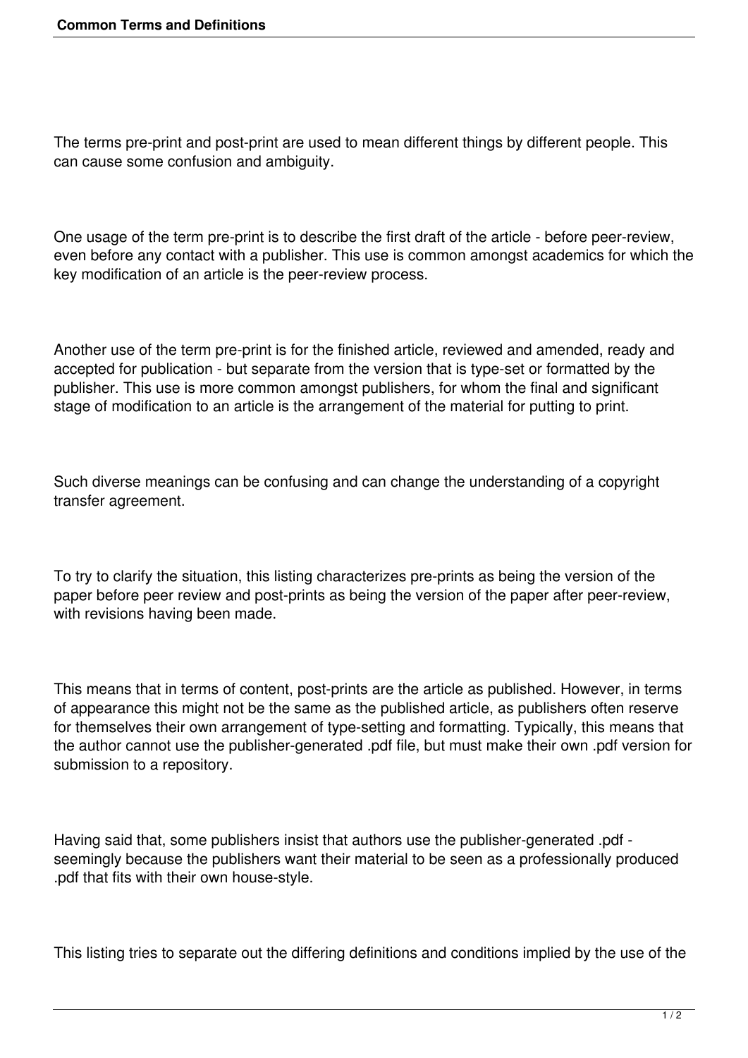The terms pre-print and post-print are used to mean different things by different people. This can cause some confusion and ambiguity.

One usage of the term pre-print is to describe the first draft of the article - before peer-review, even before any contact with a publisher. This use is common amongst academics for which the key modification of an article is the peer-review process.

Another use of the term pre-print is for the finished article, reviewed and amended, ready and accepted for publication - but separate from the version that is type-set or formatted by the publisher. This use is more common amongst publishers, for whom the final and significant stage of modification to an article is the arrangement of the material for putting to print.

Such diverse meanings can be confusing and can change the understanding of a copyright transfer agreement.

To try to clarify the situation, this listing characterizes pre-prints as being the version of the paper before peer review and post-prints as being the version of the paper after peer-review, with revisions having been made.

This means that in terms of content, post-prints are the article as published. However, in terms of appearance this might not be the same as the published article, as publishers often reserve for themselves their own arrangement of type-setting and formatting. Typically, this means that the author cannot use the publisher-generated .pdf file, but must make their own .pdf version for submission to a repository.

Having said that, some publishers insist that authors use the publisher-generated .pdf - seemingly because the publishers want their material to be seen as a professionally produced .pdf that fits with their own house-style.

This listing tries to separate out the differing definitions and conditions implied by the use of the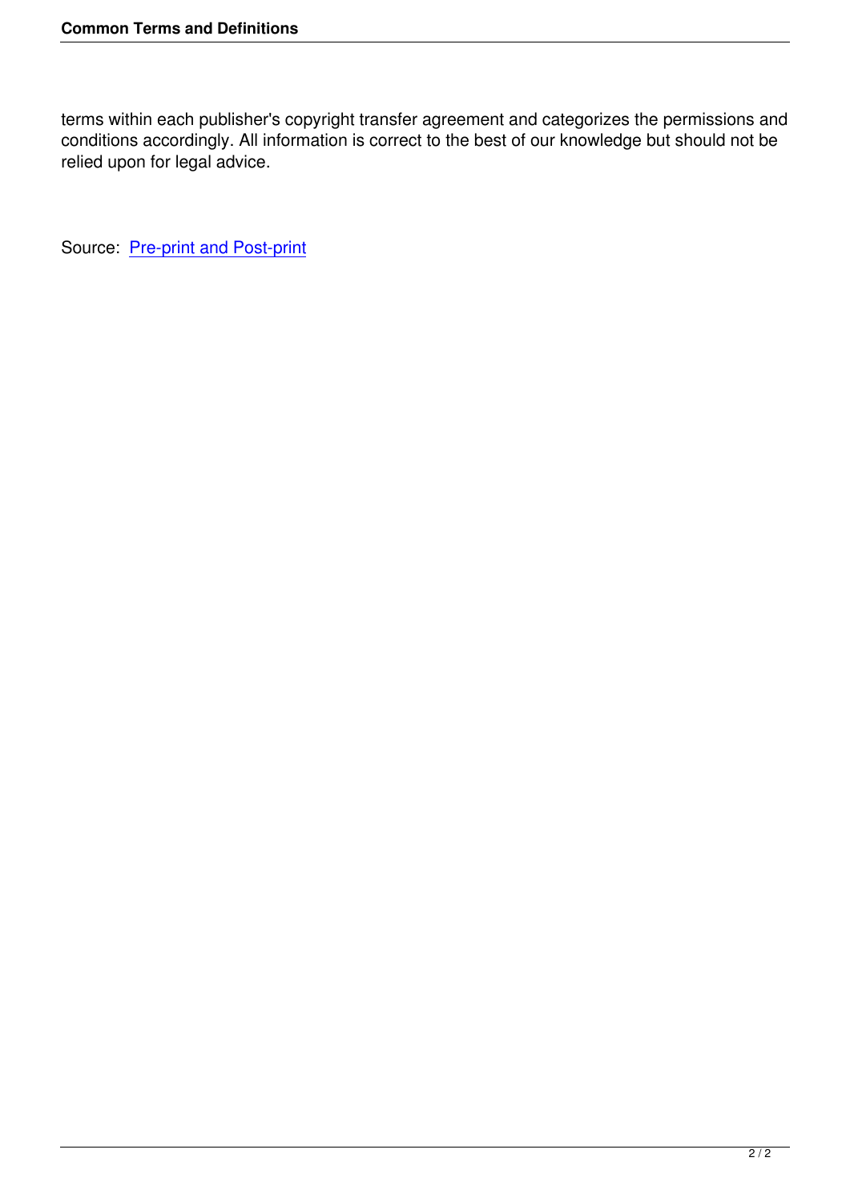terms within each publisher's copyright transfer agreement and categorizes the permissions and conditions accordingly. All information is correct to the best of our knowledge but should not be relied upon for legal advice.

Source: Pre-print and Post-print